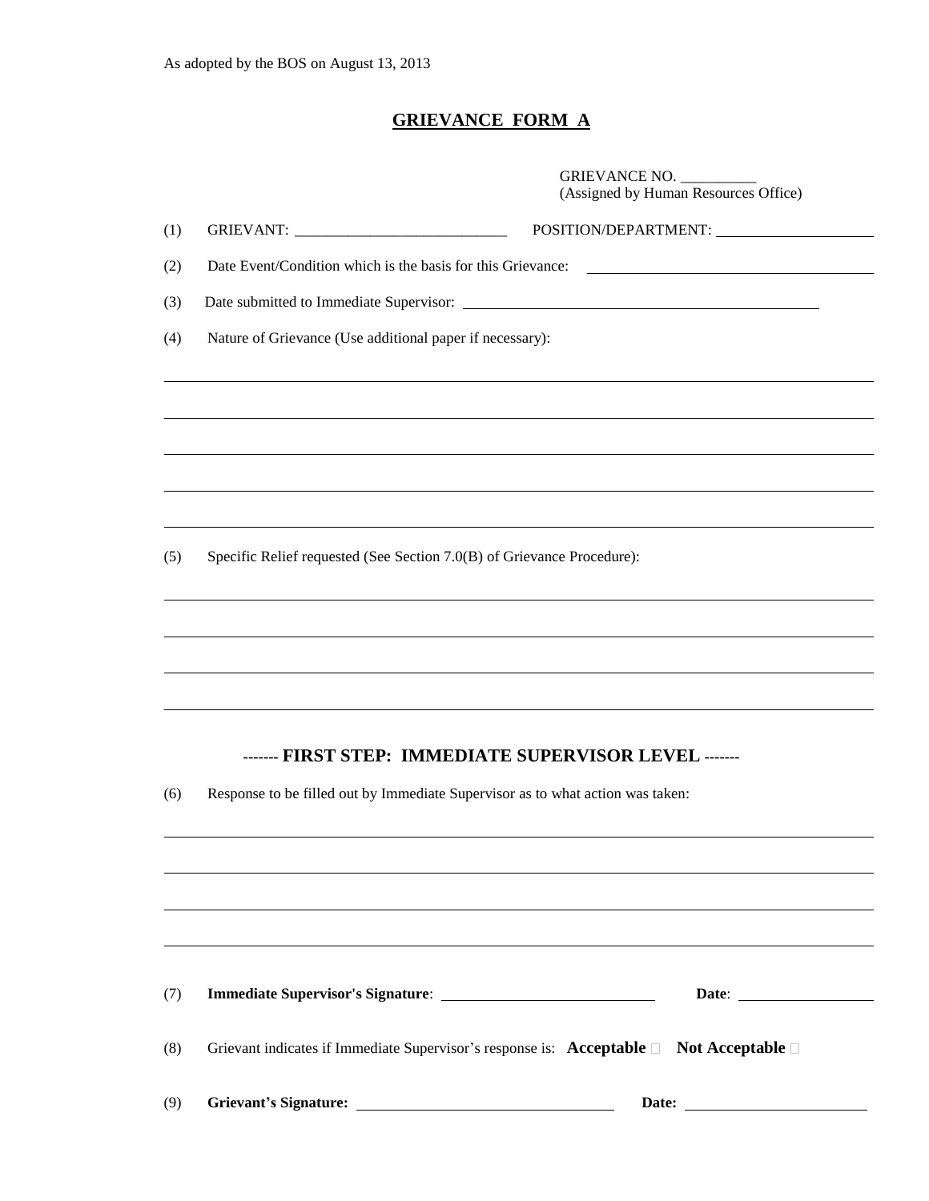As adopted by the BOS on August 13, 2013

# GRIEVANCE FORM A

GRIEVANCE NO. __________
(Assigned by Human Resources Office)

(1) GRIEVANT: ____________________________ POSITION/DEPARTMENT: ____________________

(2) Date Event/Condition which is the basis for this Grievance: ______________________________

(3) Date submitted to Immediate Supervisor: ______________________________________

(4) Nature of Grievance (Use additional paper if necessary):

______________________________________________________________________

______________________________________________________________________

______________________________________________________________________

______________________________________________________________________

______________________________________________________________________

(5) Specific Relief requested (See Section 7.0(B) of Grievance Procedure):

______________________________________________________________________

______________________________________________________________________

______________________________________________________________________

______________________________________________________________________

## ------- FIRST STEP: IMMEDIATE SUPERVISOR LEVEL -------

(6) Response to be filled out by Immediate Supervisor as to what action was taken:

______________________________________________________________________

______________________________________________________________________

______________________________________________________________________

______________________________________________________________________

(7) **Immediate Supervisor's Signature**: ____________________________ **Date**: __________________

(8) Grievant indicates if Immediate Supervisor's response is: **Acceptable** ☐ **Not Acceptable** ☐

(9) **Grievant's Signature:** ________________________________ **Date:** ______________________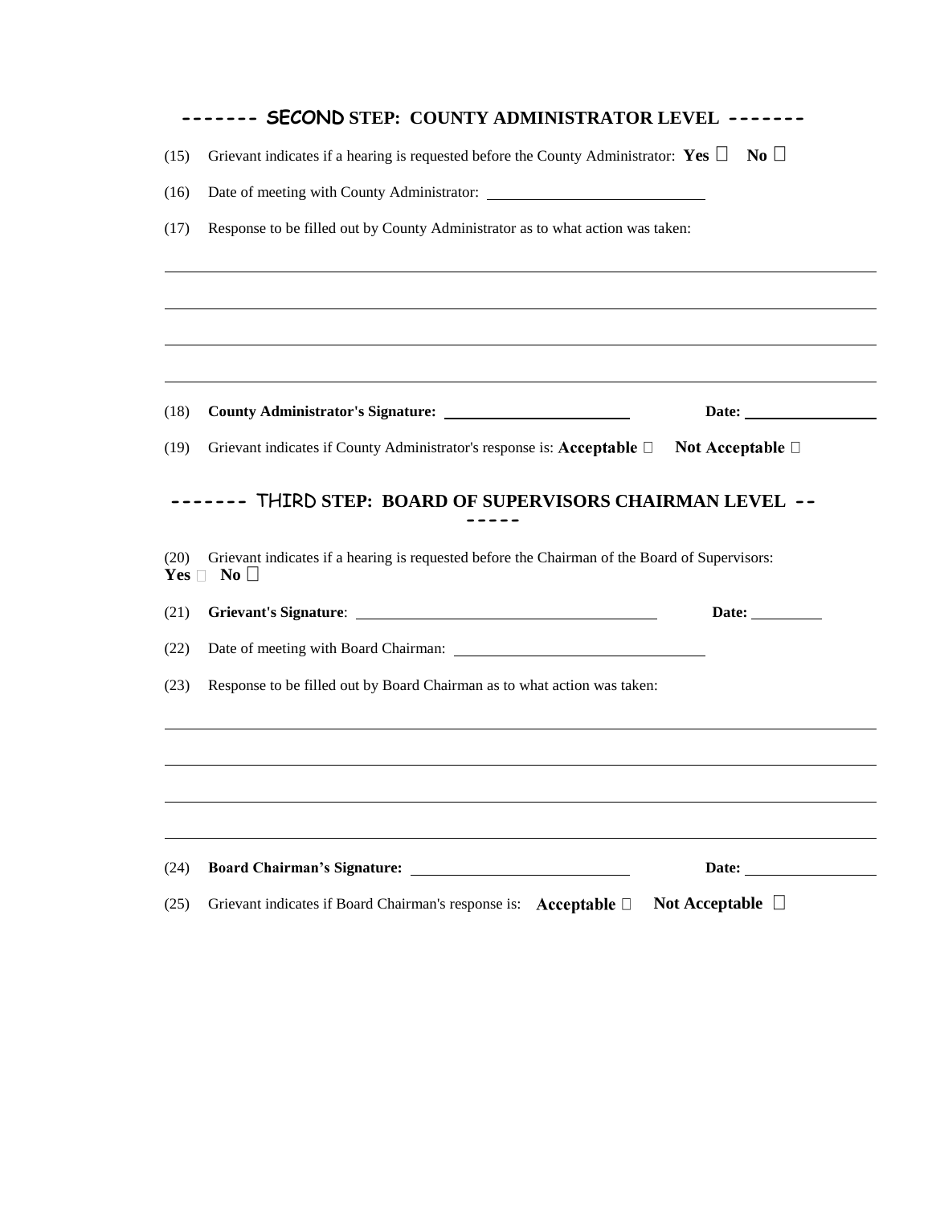## ------- SECOND STEP: COUNTY ADMINISTRATOR LEVEL -------

(15) Grievant indicates if a hearing is requested before the County Administrator: **Yes** ☐ **No** ☐

(16) Date of meeting with County Administrator: ____________________________

(17) Response to be filled out by County Administrator as to what action was taken:

______________________________________________________________________________

______________________________________________________________________________

______________________________________________________________________________

______________________________________________________________________________

(18) **County Administrator's Signature:** ________________________ **Date:** ________________

(19) Grievant indicates if County Administrator's response is: **Acceptable** ☐ **Not Acceptable** ☐

## ------- THIRD STEP: BOARD OF SUPERVISORS CHAIRMAN LEVEL -------

(20) Grievant indicates if a hearing is requested before the Chairman of the Board of Supervisors:
**Yes** ☐ **No** ☐

(21) **Grievant's Signature**: ______________________________________ **Date:** __________

(22) Date of meeting with Board Chairman: ________________________________

(23) Response to be filled out by Board Chairman as to what action was taken:

______________________________________________________________________________

______________________________________________________________________________

______________________________________________________________________________

______________________________________________________________________________

(24) **Board Chairman's Signature:** ____________________________ **Date:** ________________

(25) Grievant indicates if Board Chairman's response is: **Acceptable** ☐ **Not Acceptable** ☐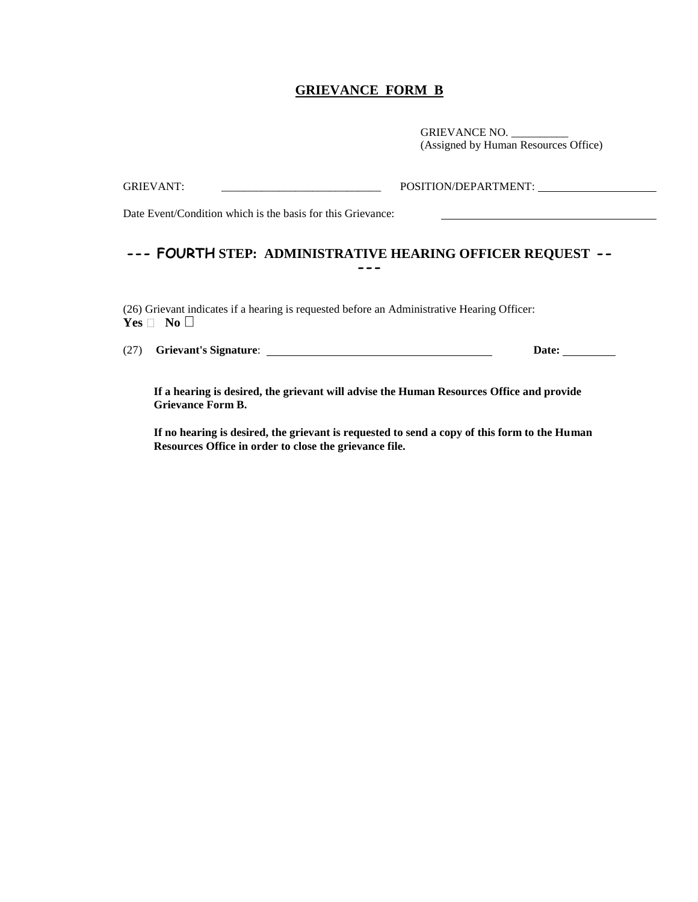# GRIEVANCE FORM B

GRIEVANCE NO. __________
(Assigned by Human Resources Office)

GRIEVANT: ____________________________ POSITION/DEPARTMENT: ____________________

Date Event/Condition which is the basis for this Grievance: ____________________________________

## --- FOURTH STEP: ADMINISTRATIVE HEARING OFFICER REQUEST -----

(26) Grievant indicates if a hearing is requested before an Administrative Hearing Officer:
**Yes** ☐ **No** ☐

(27) **Grievant's Signature**: ________________________________________ **Date:** __________

**If a hearing is desired, the grievant will advise the Human Resources Office and provide Grievance Form B.**

**If no hearing is desired, the grievant is requested to send a copy of this form to the Human Resources Office in order to close the grievance file.**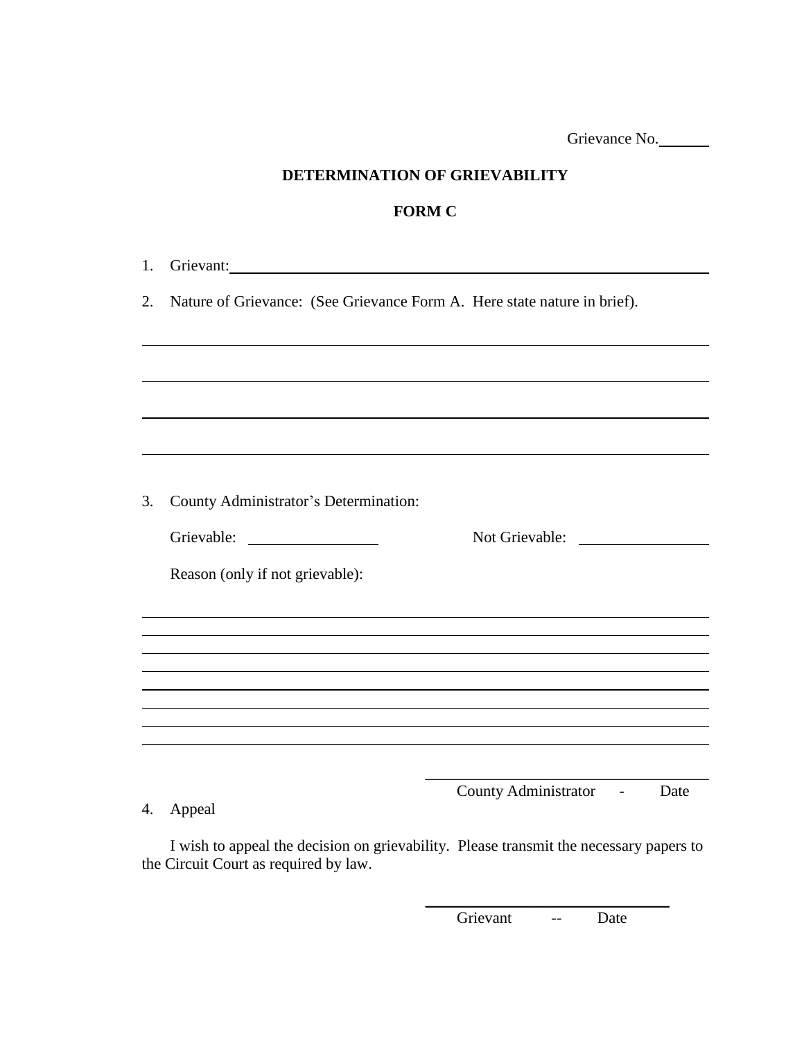Grievance No.______

## DETERMINATION OF GRIEVABILITY

## FORM C

1. Grievant:________________________________________________

2. Nature of Grievance: (See Grievance Form A. Here state nature in brief).

______________________________________________________________________

______________________________________________________________________

______________________________________________________________________

______________________________________________________________________

3. County Administrator's Determination:

   Grievable: ______________ Not Grievable: ______________

   Reason (only if not grievable):

______________________________________________________________________

______________________________________________________________________

______________________________________________________________________

______________________________________________________________________

______________________________________________________________________

______________________________________________________________________

______________________________________________________________________

______________________________________________________________________

______________________________
County Administrator - Date

4. Appeal

   I wish to appeal the decision on grievability. Please transmit the necessary papers to the Circuit Court as required by law.

______________________________
Grievant -- Date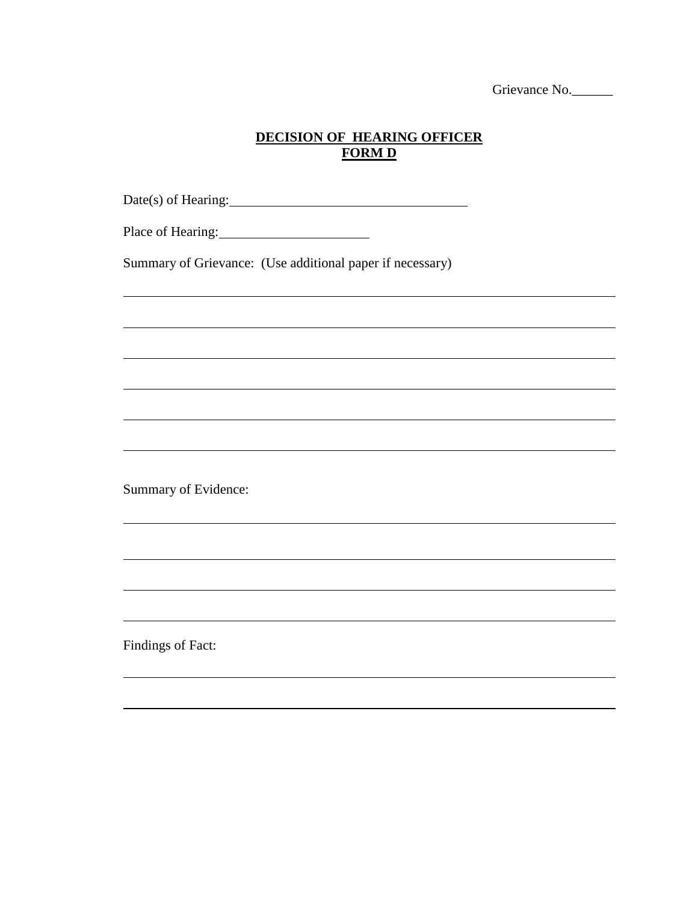Grievance No.______

**DECISION OF HEARING OFFICER**
**FORM D**

Date(s) of Hearing:___________________________________

Place of Hearing:______________________

Summary of Grievance: (Use additional paper if necessary)

__________________________________________________________________________

__________________________________________________________________________

__________________________________________________________________________

__________________________________________________________________________

__________________________________________________________________________

__________________________________________________________________________

Summary of Evidence:

__________________________________________________________________________

__________________________________________________________________________

__________________________________________________________________________

__________________________________________________________________________

Findings of Fact:

__________________________________________________________________________

__________________________________________________________________________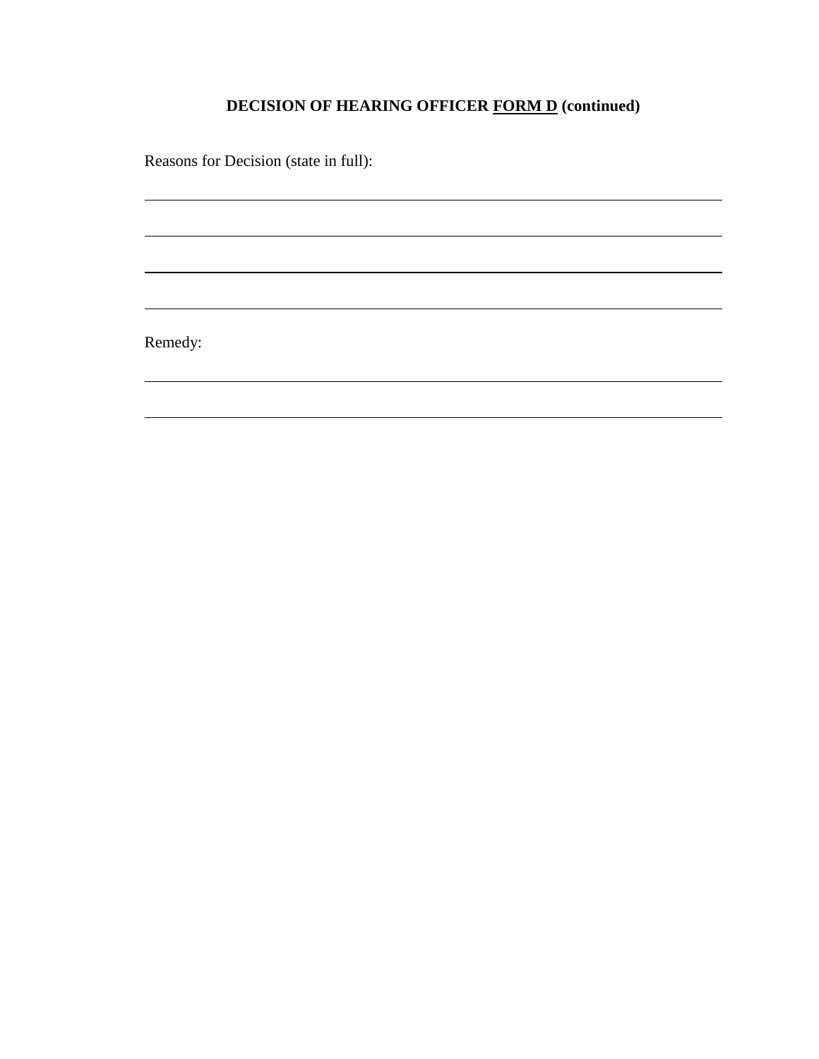**DECISION OF HEARING OFFICER <u>FORM D</u> (continued)**

Reasons for Decision (state in full):

\_\_\_\_\_\_\_\_\_\_\_\_\_\_\_\_\_\_\_\_\_\_\_\_\_\_\_\_\_\_\_\_\_\_\_\_\_\_\_\_\_\_\_\_\_\_\_\_\_\_\_\_\_\_\_\_\_\_\_\_\_\_\_\_\_\_\_\_\_\_\_\_

\_\_\_\_\_\_\_\_\_\_\_\_\_\_\_\_\_\_\_\_\_\_\_\_\_\_\_\_\_\_\_\_\_\_\_\_\_\_\_\_\_\_\_\_\_\_\_\_\_\_\_\_\_\_\_\_\_\_\_\_\_\_\_\_\_\_\_\_\_\_\_\_

\_\_\_\_\_\_\_\_\_\_\_\_\_\_\_\_\_\_\_\_\_\_\_\_\_\_\_\_\_\_\_\_\_\_\_\_\_\_\_\_\_\_\_\_\_\_\_\_\_\_\_\_\_\_\_\_\_\_\_\_\_\_\_\_\_\_\_\_\_\_\_\_

\_\_\_\_\_\_\_\_\_\_\_\_\_\_\_\_\_\_\_\_\_\_\_\_\_\_\_\_\_\_\_\_\_\_\_\_\_\_\_\_\_\_\_\_\_\_\_\_\_\_\_\_\_\_\_\_\_\_\_\_\_\_\_\_\_\_\_\_\_\_\_\_

Remedy:

\_\_\_\_\_\_\_\_\_\_\_\_\_\_\_\_\_\_\_\_\_\_\_\_\_\_\_\_\_\_\_\_\_\_\_\_\_\_\_\_\_\_\_\_\_\_\_\_\_\_\_\_\_\_\_\_\_\_\_\_\_\_\_\_\_\_\_\_\_\_\_\_

\_\_\_\_\_\_\_\_\_\_\_\_\_\_\_\_\_\_\_\_\_\_\_\_\_\_\_\_\_\_\_\_\_\_\_\_\_\_\_\_\_\_\_\_\_\_\_\_\_\_\_\_\_\_\_\_\_\_\_\_\_\_\_\_\_\_\_\_\_\_\_\_